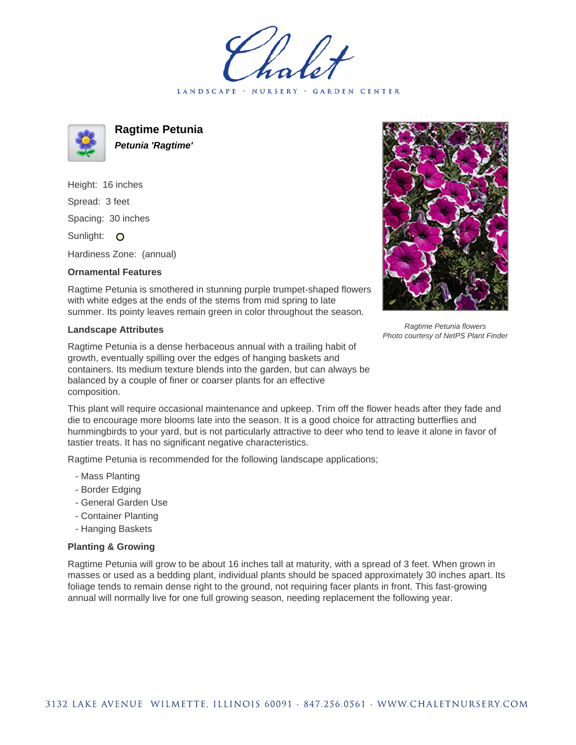Chalet

LANDSCAPE · NURSERY · GARDEN CENTER

# Ragtime Petunia

***Petunia 'Ragtime'***

Height: 16 inches

Spread: 3 feet

Spacing: 30 inches

Sunlight: O

Hardiness Zone: (annual)

### Ornamental Features

Ragtime Petunia is smothered in stunning purple trumpet-shaped flowers with white edges at the ends of the stems from mid spring to late summer. Its pointy leaves remain green in color throughout the season.

*Ragtime Petunia flowers*
*Photo courtesy of NetPS Plant Finder*

### Landscape Attributes

Ragtime Petunia is a dense herbaceous annual with a trailing habit of growth, eventually spilling over the edges of hanging baskets and containers. Its medium texture blends into the garden, but can always be balanced by a couple of finer or coarser plants for an effective composition.

This plant will require occasional maintenance and upkeep. Trim off the flower heads after they fade and die to encourage more blooms late into the season. It is a good choice for attracting butterflies and hummingbirds to your yard, but is not particularly attractive to deer who tend to leave it alone in favor of tastier treats. It has no significant negative characteristics.

Ragtime Petunia is recommended for the following landscape applications;

- Mass Planting
- Border Edging
- General Garden Use
- Container Planting
- Hanging Baskets

### Planting & Growing

Ragtime Petunia will grow to be about 16 inches tall at maturity, with a spread of 3 feet. When grown in masses or used as a bedding plant, individual plants should be spaced approximately 30 inches apart. Its foliage tends to remain dense right to the ground, not requiring facer plants in front. This fast-growing annual will normally live for one full growing season, needing replacement the following year.

3132 LAKE AVENUE WILMETTE, ILLINOIS 60091 · 847.256.0561 · WWW.CHALETNURSERY.COM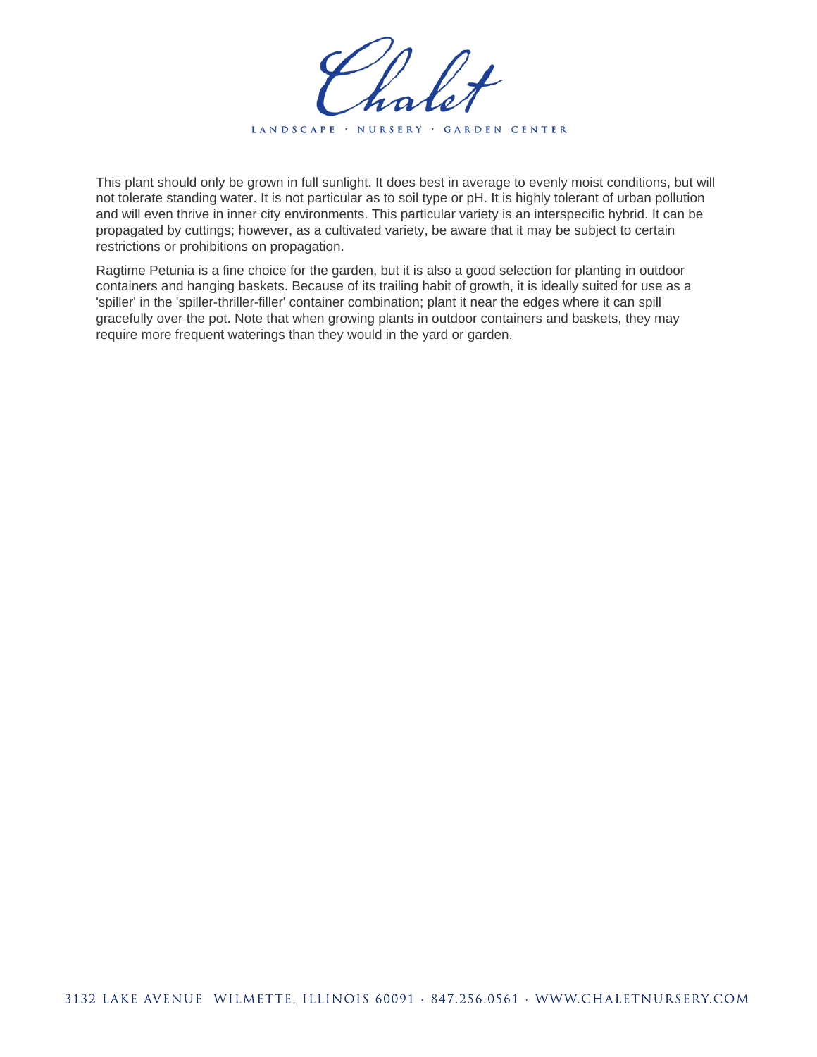This plant should only be grown in full sunlight. It does best in average to evenly moist conditions, but will not tolerate standing water. It is not particular as to soil type or pH. It is highly tolerant of urban pollution and will even thrive in inner city environments. This particular variety is an interspecific hybrid. It can be propagated by cuttings; however, as a cultivated variety, be aware that it may be subject to certain restrictions or prohibitions on propagation.

Ragtime Petunia is a fine choice for the garden, but it is also a good selection for planting in outdoor containers and hanging baskets. Because of its trailing habit of growth, it is ideally suited for use as a 'spiller' in the 'spiller-thriller-filler' container combination; plant it near the edges where it can spill gracefully over the pot. Note that when growing plants in outdoor containers and baskets, they may require more frequent waterings than they would in the yard or garden.